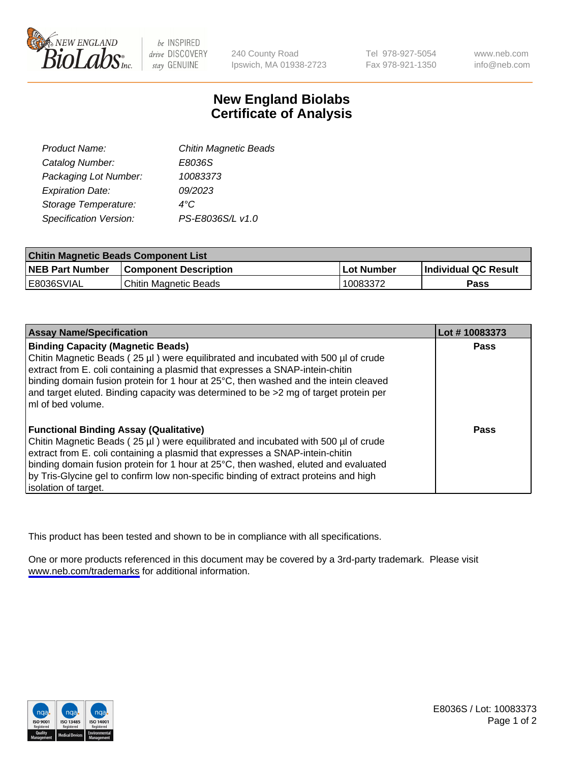# New England Biolabs Certificate of Analysis

| | |
|---|---|
| *Product Name:* | *Chitin Magnetic Beads* |
| *Catalog Number:* | *E8036S* |
| *Packaging Lot Number:* | *10083373* |
| *Expiration Date:* | *09/2023* |
| *Storage Temperature:* | *4°C* |
| *Specification Version:* | *PS-E8036S/L v1.0* |

| **Chitin Magnetic Beads Component List** | | | |
|---|---|---|---|
| **NEB Part Number** | **Component Description** | **Lot Number** | **Individual QC Result** |
| E8036SVIAL | Chitin Magnetic Beads | 10083372 | **Pass** |

| **Assay Name/Specification** | **Lot # 10083373** |
|---|---|
| **Binding Capacity (Magnetic Beads)**<br>Chitin Magnetic Beads ( 25 µl ) were equilibrated and incubated with 500 µl of crude extract from E. coli containing a plasmid that expresses a SNAP-intein-chitin binding domain fusion protein for 1 hour at 25°C, then washed and the intein cleaved and target eluted. Binding capacity was determined to be >2 mg of target protein per ml of bed volume. | **Pass** |
| **Functional Binding Assay (Qualitative)**<br>Chitin Magnetic Beads ( 25 µl ) were equilibrated and incubated with 500 µl of crude extract from E. coli containing a plasmid that expresses a SNAP-intein-chitin binding domain fusion protein for 1 hour at 25°C, then washed, eluted and evaluated by Tris-Glycine gel to confirm low non-specific binding of extract proteins and high isolation of target. | **Pass** |

This product has been tested and shown to be in compliance with all specifications.

One or more products referenced in this document may be covered by a 3rd-party trademark. Please visit www.neb.com/trademarks for additional information.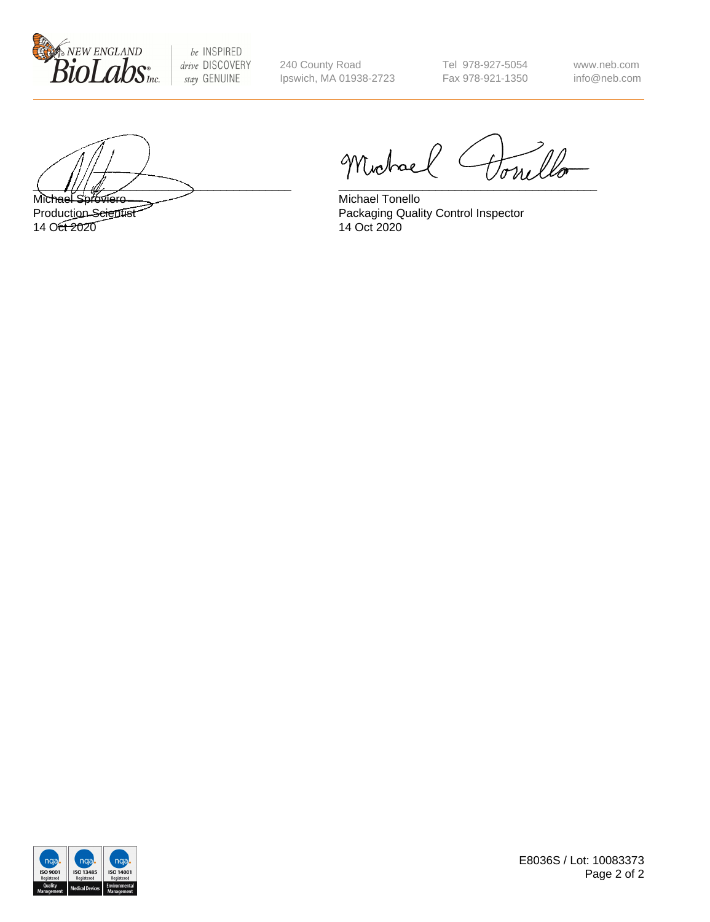Michael Sproviero
Production Scientist
14 Oct 2020

Michael Tonello
Packaging Quality Control Inspector
14 Oct 2020

E8036S / Lot: 10083373